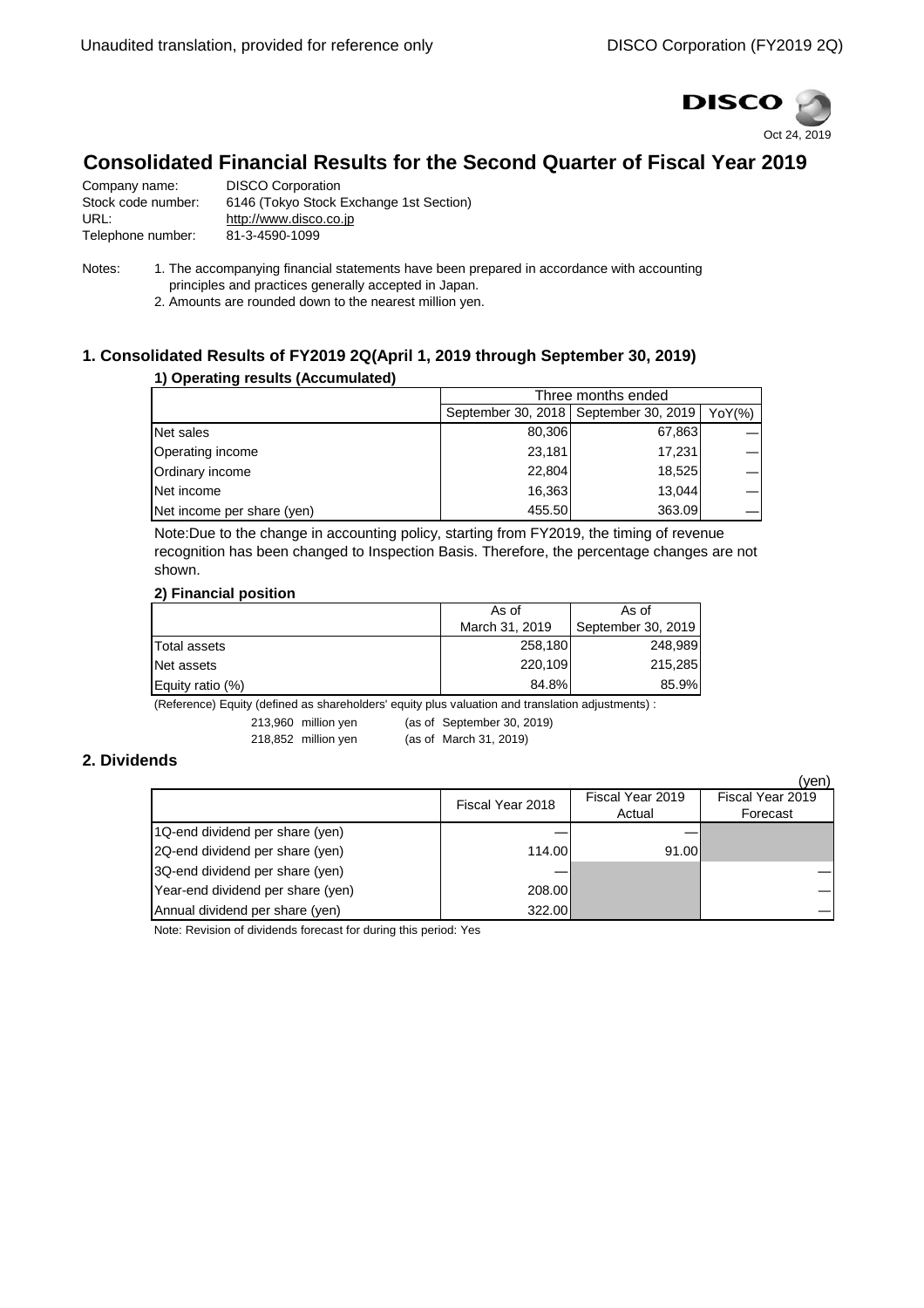Unaudited translation, provided for reference only

DISCO Corporation (FY2019 2Q)

DISCO

Oct 24, 2019

# Consolidated Financial Results for the Second Quarter of Fiscal Year 2019

Company name: DISCO Corporation
Stock code number: 6146 (Tokyo Stock Exchange 1st Section)
URL: http://www.disco.co.jp
Telephone number: 81-3-4590-1099

Notes:
1. The accompanying financial statements have been prepared in accordance with accounting principles and practices generally accepted in Japan.
2. Amounts are rounded down to the nearest million yen.

## 1. Consolidated Results of FY2019 2Q(April 1, 2019 through September 30, 2019)

### 1) Operating results (Accumulated)

| | Three months ended | | |
|---|---|---|---|
| | September 30, 2018 | September 30, 2019 | YoY(%) |
| Net sales | 80,306 | 67,863 | — |
| Operating income | 23,181 | 17,231 | — |
| Ordinary income | 22,804 | 18,525 | — |
| Net income | 16,363 | 13,044 | — |
| Net income per share (yen) | 455.50 | 363.09 | — |

Note:Due to the change in accounting policy, starting from FY2019, the timing of revenue recognition has been changed to Inspection Basis. Therefore, the percentage changes are not shown.

### 2) Financial position

| | As of March 31, 2019 | As of September 30, 2019 |
|---|---|---|
| Total assets | 258,180 | 248,989 |
| Net assets | 220,109 | 215,285 |
| Equity ratio (%) | 84.8% | 85.9% |

(Reference) Equity (defined as shareholders' equity plus valuation and translation adjustments) :

213,960 million yen (as of September 30, 2019)
218,852 million yen (as of March 31, 2019)

## 2. Dividends

(yen)

| | Fiscal Year 2018 | Fiscal Year 2019 Actual | Fiscal Year 2019 Forecast |
|---|---|---|---|
| 1Q-end dividend per share (yen) | — | — | |
| 2Q-end dividend per share (yen) | 114.00 | 91.00 | |
| 3Q-end dividend per share (yen) | — | | — |
| Year-end dividend per share (yen) | 208.00 | | — |
| Annual dividend per share (yen) | 322.00 | | — |

Note: Revision of dividends forecast for during this period: Yes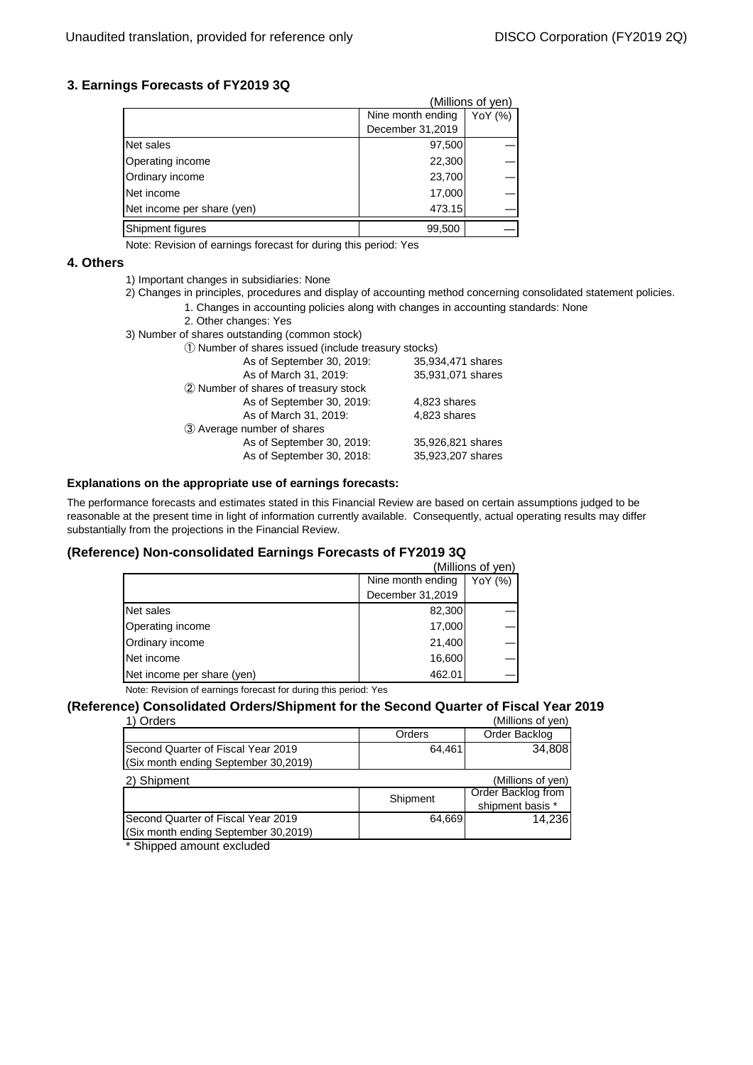### 3. Earnings Forecasts of FY2019 3Q

(Millions of yen)

| | Nine month ending December 31,2019 | YoY (%) |
|---|---|---|
| Net sales | 97,500 | — |
| Operating income | 22,300 | — |
| Ordinary income | 23,700 | — |
| Net income | 17,000 | — |
| Net income per share (yen) | 473.15 | — |
| Shipment figures | 99,500 | — |

Note: Revision of earnings forecast for during this period: Yes

### 4. Others

1) Important changes in subsidiaries: None

2) Changes in principles, procedures and display of accounting method concerning consolidated statement policies.

1. Changes in accounting policies along with changes in accounting standards: None
2. Other changes: Yes

3) Number of shares outstanding (common stock)

① Number of shares issued (include treasury stocks)

| | |
|---|---|
| As of September 30, 2019: | 35,934,471 shares |
| As of March 31, 2019: | 35,931,071 shares |

② Number of shares of treasury stock

| | |
|---|---|
| As of September 30, 2019: | 4,823 shares |
| As of March 31, 2019: | 4,823 shares |

③ Average number of shares

| | |
|---|---|
| As of September 30, 2019: | 35,926,821 shares |
| As of September 30, 2018: | 35,923,207 shares |

**Explanations on the appropriate use of earnings forecasts:**

The performance forecasts and estimates stated in this Financial Review are based on certain assumptions judged to be reasonable at the present time in light of information currently available. Consequently, actual operating results may differ substantially from the projections in the Financial Review.

### (Reference) Non-consolidated Earnings Forecasts of FY2019 3Q

(Millions of yen)

| | Nine month ending December 31,2019 | YoY (%) |
|---|---|---|
| Net sales | 82,300 | — |
| Operating income | 17,000 | — |
| Ordinary income | 21,400 | — |
| Net income | 16,600 | — |
| Net income per share (yen) | 462.01 | — |

Note: Revision of earnings forecast for during this period: Yes

### (Reference) Consolidated Orders/Shipment for the Second Quarter of Fiscal Year 2019

1) Orders

(Millions of yen)

| | Orders | Order Backlog |
|---|---|---|
| Second Quarter of Fiscal Year 2019 (Six month ending September 30,2019) | 64,461 | 34,808 |

2) Shipment

(Millions of yen)

| | Shipment | Order Backlog from shipment basis * |
|---|---|---|
| Second Quarter of Fiscal Year 2019 (Six month ending September 30,2019) | 64,669 | 14,236 |

\* Shipped amount excluded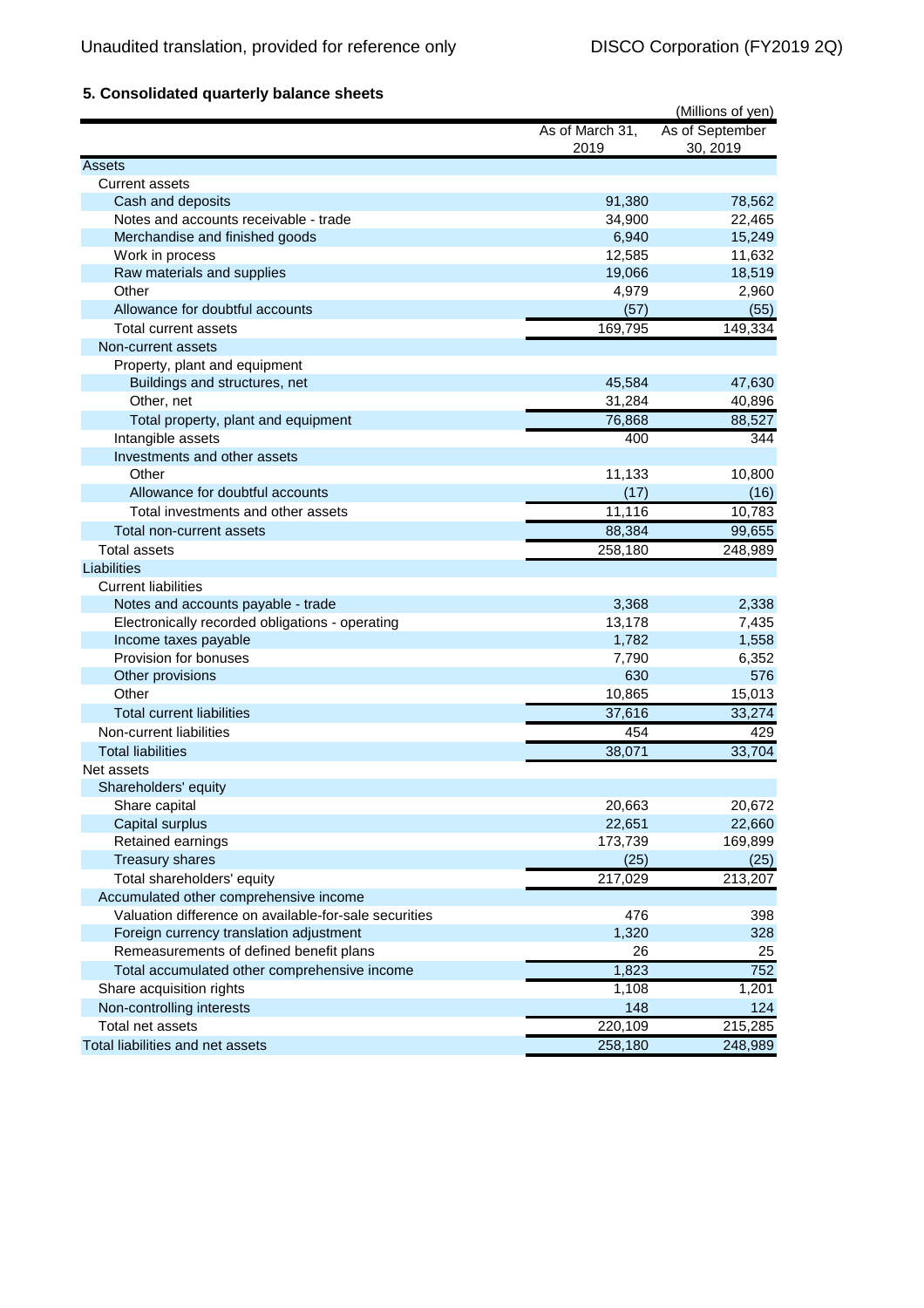## 5. Consolidated quarterly balance sheets

(Millions of yen)

| | As of March 31, 2019 | As of September 30, 2019 |
|---|---|---|
| Assets | | |
| Current assets | | |
| Cash and deposits | 91,380 | 78,562 |
| Notes and accounts receivable - trade | 34,900 | 22,465 |
| Merchandise and finished goods | 6,940 | 15,249 |
| Work in process | 12,585 | 11,632 |
| Raw materials and supplies | 19,066 | 18,519 |
| Other | 4,979 | 2,960 |
| Allowance for doubtful accounts | (57) | (55) |
| Total current assets | 169,795 | 149,334 |
| Non-current assets | | |
| Property, plant and equipment | | |
| Buildings and structures, net | 45,584 | 47,630 |
| Other, net | 31,284 | 40,896 |
| Total property, plant and equipment | 76,868 | 88,527 |
| Intangible assets | 400 | 344 |
| Investments and other assets | | |
| Other | 11,133 | 10,800 |
| Allowance for doubtful accounts | (17) | (16) |
| Total investments and other assets | 11,116 | 10,783 |
| Total non-current assets | 88,384 | 99,655 |
| Total assets | 258,180 | 248,989 |
| Liabilities | | |
| Current liabilities | | |
| Notes and accounts payable - trade | 3,368 | 2,338 |
| Electronically recorded obligations - operating | 13,178 | 7,435 |
| Income taxes payable | 1,782 | 1,558 |
| Provision for bonuses | 7,790 | 6,352 |
| Other provisions | 630 | 576 |
| Other | 10,865 | 15,013 |
| Total current liabilities | 37,616 | 33,274 |
| Non-current liabilities | 454 | 429 |
| Total liabilities | 38,071 | 33,704 |
| Net assets | | |
| Shareholders' equity | | |
| Share capital | 20,663 | 20,672 |
| Capital surplus | 22,651 | 22,660 |
| Retained earnings | 173,739 | 169,899 |
| Treasury shares | (25) | (25) |
| Total shareholders' equity | 217,029 | 213,207 |
| Accumulated other comprehensive income | | |
| Valuation difference on available-for-sale securities | 476 | 398 |
| Foreign currency translation adjustment | 1,320 | 328 |
| Remeasurements of defined benefit plans | 26 | 25 |
| Total accumulated other comprehensive income | 1,823 | 752 |
| Share acquisition rights | 1,108 | 1,201 |
| Non-controlling interests | 148 | 124 |
| Total net assets | 220,109 | 215,285 |
| Total liabilities and net assets | 258,180 | 248,989 |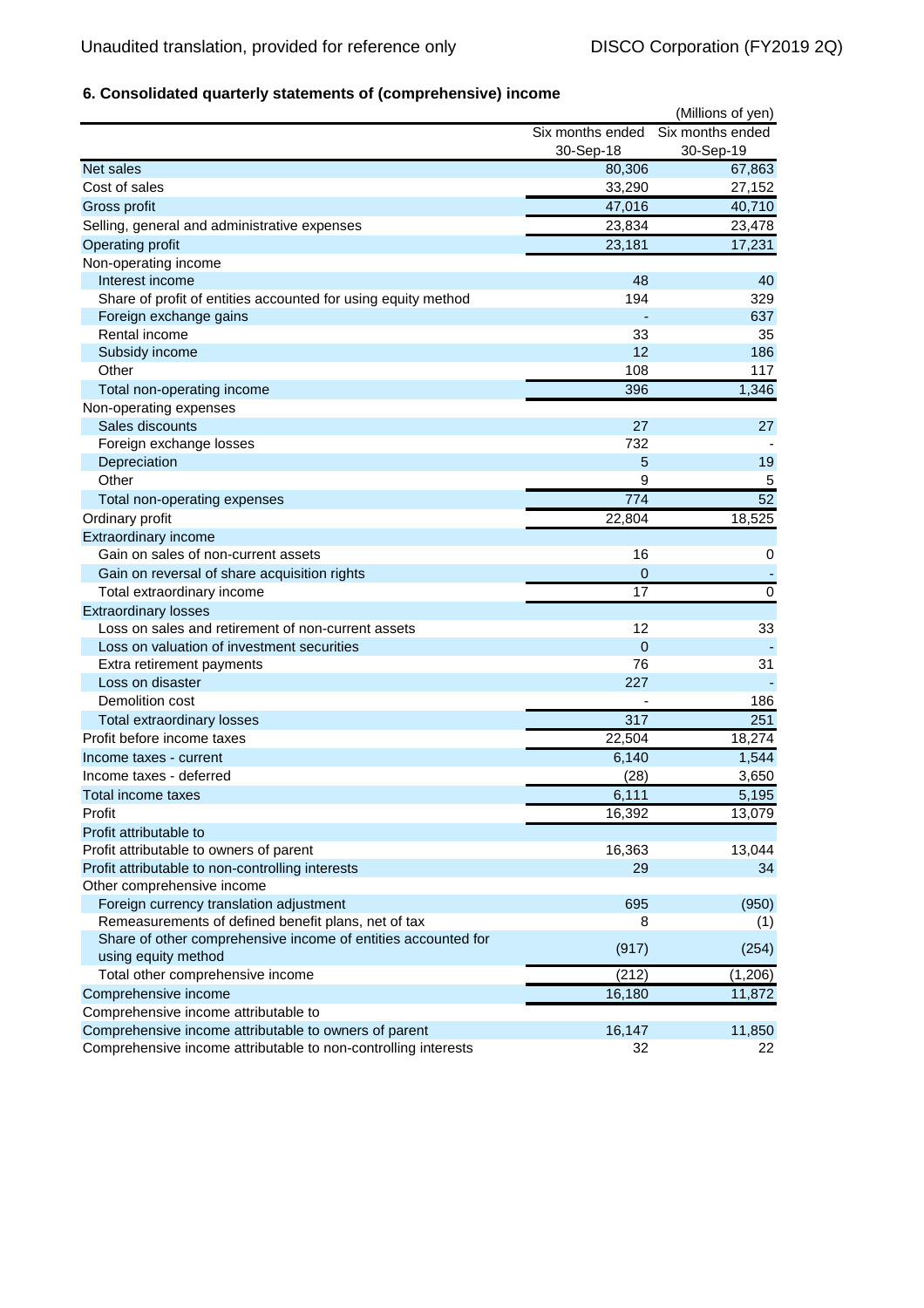## 6. Consolidated quarterly statements of (comprehensive) income

(Millions of yen)

| | Six months ended 30-Sep-18 | Six months ended 30-Sep-19 |
|---|---:|---:|
| Net sales | 80,306 | 67,863 |
| Cost of sales | 33,290 | 27,152 |
| Gross profit | 47,016 | 40,710 |
| Selling, general and administrative expenses | 23,834 | 23,478 |
| Operating profit | 23,181 | 17,231 |
| Non-operating income | | |
| Interest income | 48 | 40 |
| Share of profit of entities accounted for using equity method | 194 | 329 |
| Foreign exchange gains | - | 637 |
| Rental income | 33 | 35 |
| Subsidy income | 12 | 186 |
| Other | 108 | 117 |
| Total non-operating income | 396 | 1,346 |
| Non-operating expenses | | |
| Sales discounts | 27 | 27 |
| Foreign exchange losses | 732 | - |
| Depreciation | 5 | 19 |
| Other | 9 | 5 |
| Total non-operating expenses | 774 | 52 |
| Ordinary profit | 22,804 | 18,525 |
| Extraordinary income | | |
| Gain on sales of non-current assets | 16 | 0 |
| Gain on reversal of share acquisition rights | 0 | - |
| Total extraordinary income | 17 | 0 |
| Extraordinary losses | | |
| Loss on sales and retirement of non-current assets | 12 | 33 |
| Loss on valuation of investment securities | 0 | - |
| Extra retirement payments | 76 | 31 |
| Loss on disaster | 227 | - |
| Demolition cost | - | 186 |
| Total extraordinary losses | 317 | 251 |
| Profit before income taxes | 22,504 | 18,274 |
| Income taxes - current | 6,140 | 1,544 |
| Income taxes - deferred | (28) | 3,650 |
| Total income taxes | 6,111 | 5,195 |
| Profit | 16,392 | 13,079 |
| Profit attributable to | | |
| Profit attributable to owners of parent | 16,363 | 13,044 |
| Profit attributable to non-controlling interests | 29 | 34 |
| Other comprehensive income | | |
| Foreign currency translation adjustment | 695 | (950) |
| Remeasurements of defined benefit plans, net of tax | 8 | (1) |
| Share of other comprehensive income of entities accounted for using equity method | (917) | (254) |
| Total other comprehensive income | (212) | (1,206) |
| Comprehensive income | 16,180 | 11,872 |
| Comprehensive income attributable to | | |
| Comprehensive income attributable to owners of parent | 16,147 | 11,850 |
| Comprehensive income attributable to non-controlling interests | 32 | 22 |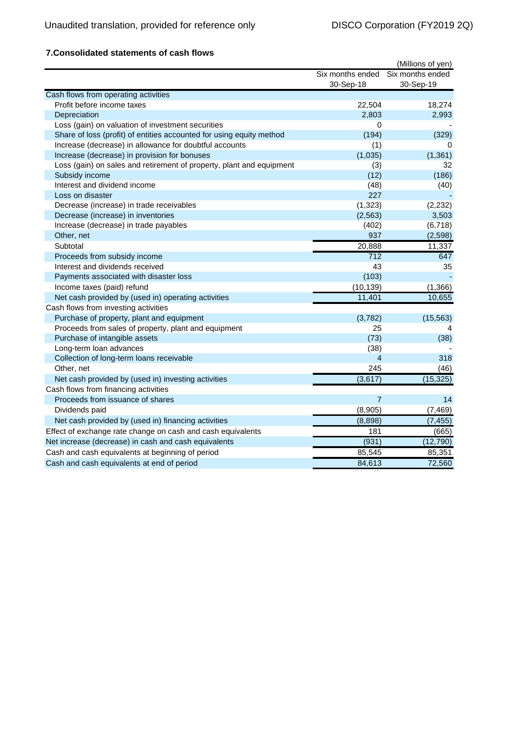## 7.Consolidated statements of cash flows

(Millions of yen)

| | Six months ended 30-Sep-18 | Six months ended 30-Sep-19 |
|---|---|---|
| Cash flows from operating activities | | |
| Profit before income taxes | 22,504 | 18,274 |
| Depreciation | 2,803 | 2,993 |
| Loss (gain) on valuation of investment securities | 0 | - |
| Share of loss (profit) of entities accounted for using equity method | (194) | (329) |
| Increase (decrease) in allowance for doubtful accounts | (1) | 0 |
| Increase (decrease) in provision for bonuses | (1,035) | (1,361) |
| Loss (gain) on sales and retirement of property, plant and equipment | (3) | 32 |
| Subsidy income | (12) | (186) |
| Interest and dividend income | (48) | (40) |
| Loss on disaster | 227 | - |
| Decrease (increase) in trade receivables | (1,323) | (2,232) |
| Decrease (increase) in inventories | (2,563) | 3,503 |
| Increase (decrease) in trade payables | (402) | (6,718) |
| Other, net | 937 | (2,598) |
| Subtotal | 20,888 | 11,337 |
| Proceeds from subsidy income | 712 | 647 |
| Interest and dividends received | 43 | 35 |
| Payments associated with disaster loss | (103) | - |
| Income taxes (paid) refund | (10,139) | (1,366) |
| Net cash provided by (used in) operating activities | 11,401 | 10,655 |
| Cash flows from investing activities | | |
| Purchase of property, plant and equipment | (3,782) | (15,563) |
| Proceeds from sales of property, plant and equipment | 25 | 4 |
| Purchase of intangible assets | (73) | (38) |
| Long-term loan advances | (38) | - |
| Collection of long-term loans receivable | 4 | 318 |
| Other, net | 245 | (46) |
| Net cash provided by (used in) investing activities | (3,617) | (15,325) |
| Cash flows from financing activities | | |
| Proceeds from issuance of shares | 7 | 14 |
| Dividends paid | (8,905) | (7,469) |
| Net cash provided by (used in) financing activities | (8,898) | (7,455) |
| Effect of exchange rate change on cash and cash equivalents | 181 | (665) |
| Net increase (decrease) in cash and cash equivalents | (931) | (12,790) |
| Cash and cash equivalents at beginning of period | 85,545 | 85,351 |
| Cash and cash equivalents at end of period | 84,613 | 72,560 |